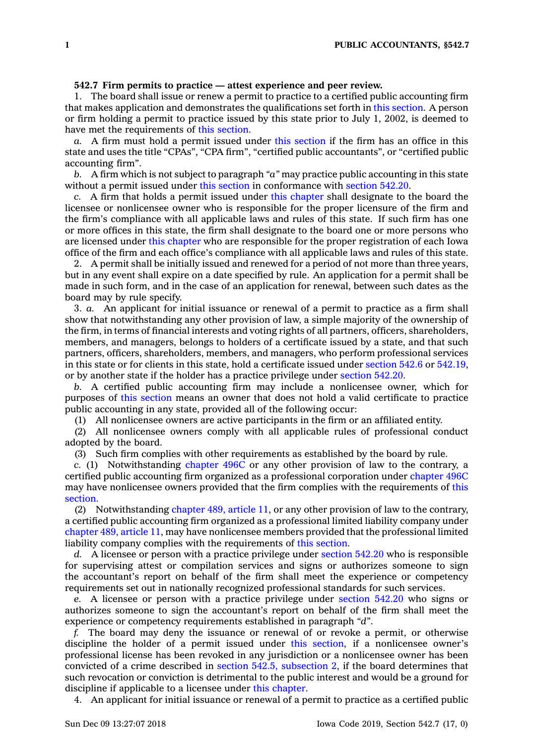**542.7 Firm permits to practice — attest experience and peer review.**

1. The board shall issue or renew a permit to practice to a certified public accounting firm that makes application and demonstrates the qualifications set forth in this section. A person or firm holding a permit to practice issued by this state prior to July 1, 2002, is deemed to have met the requirements of this section.

*a.* A firm must hold a permit issued under this section if the firm has an office in this state and uses the title "CPAs", "CPA firm", "certified public accountants", or "certified public accounting firm".

*b.* A firm which is not subject to paragraph *"a"* may practice public accounting in this state without a permit issued under this section in conformance with section 542.20.

*c.* A firm that holds a permit issued under this chapter shall designate to the board the licensee or nonlicensee owner who is responsible for the proper licensure of the firm and the firm's compliance with all applicable laws and rules of this state. If such firm has one or more offices in this state, the firm shall designate to the board one or more persons who are licensed under this chapter who are responsible for the proper registration of each Iowa office of the firm and each office's compliance with all applicable laws and rules of this state.

2. A permit shall be initially issued and renewed for a period of not more than three years, but in any event shall expire on a date specified by rule. An application for a permit shall be made in such form, and in the case of an application for renewal, between such dates as the board may by rule specify.

3. *a.* An applicant for initial issuance or renewal of a permit to practice as a firm shall show that notwithstanding any other provision of law, a simple majority of the ownership of the firm, in terms of financial interests and voting rights of all partners, officers, shareholders, members, and managers, belongs to holders of a certificate issued by a state, and that such partners, officers, shareholders, members, and managers, who perform professional services in this state or for clients in this state, hold a certificate issued under section 542.6 or 542.19, or by another state if the holder has a practice privilege under section 542.20.

*b.* A certified public accounting firm may include a nonlicensee owner, which for purposes of this section means an owner that does not hold a valid certificate to practice public accounting in any state, provided all of the following occur:

(1) All nonlicensee owners are active participants in the firm or an affiliated entity.

(2) All nonlicensee owners comply with all applicable rules of professional conduct adopted by the board.

(3) Such firm complies with other requirements as established by the board by rule.

*c.* (1) Notwithstanding chapter 496C or any other provision of law to the contrary, a certified public accounting firm organized as a professional corporation under chapter 496C may have nonlicensee owners provided that the firm complies with the requirements of this section.

(2) Notwithstanding chapter 489, article 11, or any other provision of law to the contrary, a certified public accounting firm organized as a professional limited liability company under chapter 489, article 11, may have nonlicensee members provided that the professional limited liability company complies with the requirements of this section.

*d.* A licensee or person with a practice privilege under section 542.20 who is responsible for supervising attest or compilation services and signs or authorizes someone to sign the accountant's report on behalf of the firm shall meet the experience or competency requirements set out in nationally recognized professional standards for such services.

*e.* A licensee or person with a practice privilege under section 542.20 who signs or authorizes someone to sign the accountant's report on behalf of the firm shall meet the experience or competency requirements established in paragraph *"d"*.

*f.* The board may deny the issuance or renewal of or revoke a permit, or otherwise discipline the holder of a permit issued under this section, if a nonlicensee owner's professional license has been revoked in any jurisdiction or a nonlicensee owner has been convicted of a crime described in section 542.5, subsection 2, if the board determines that such revocation or conviction is detrimental to the public interest and would be a ground for discipline if applicable to a licensee under this chapter.

4. An applicant for initial issuance or renewal of a permit to practice as a certified public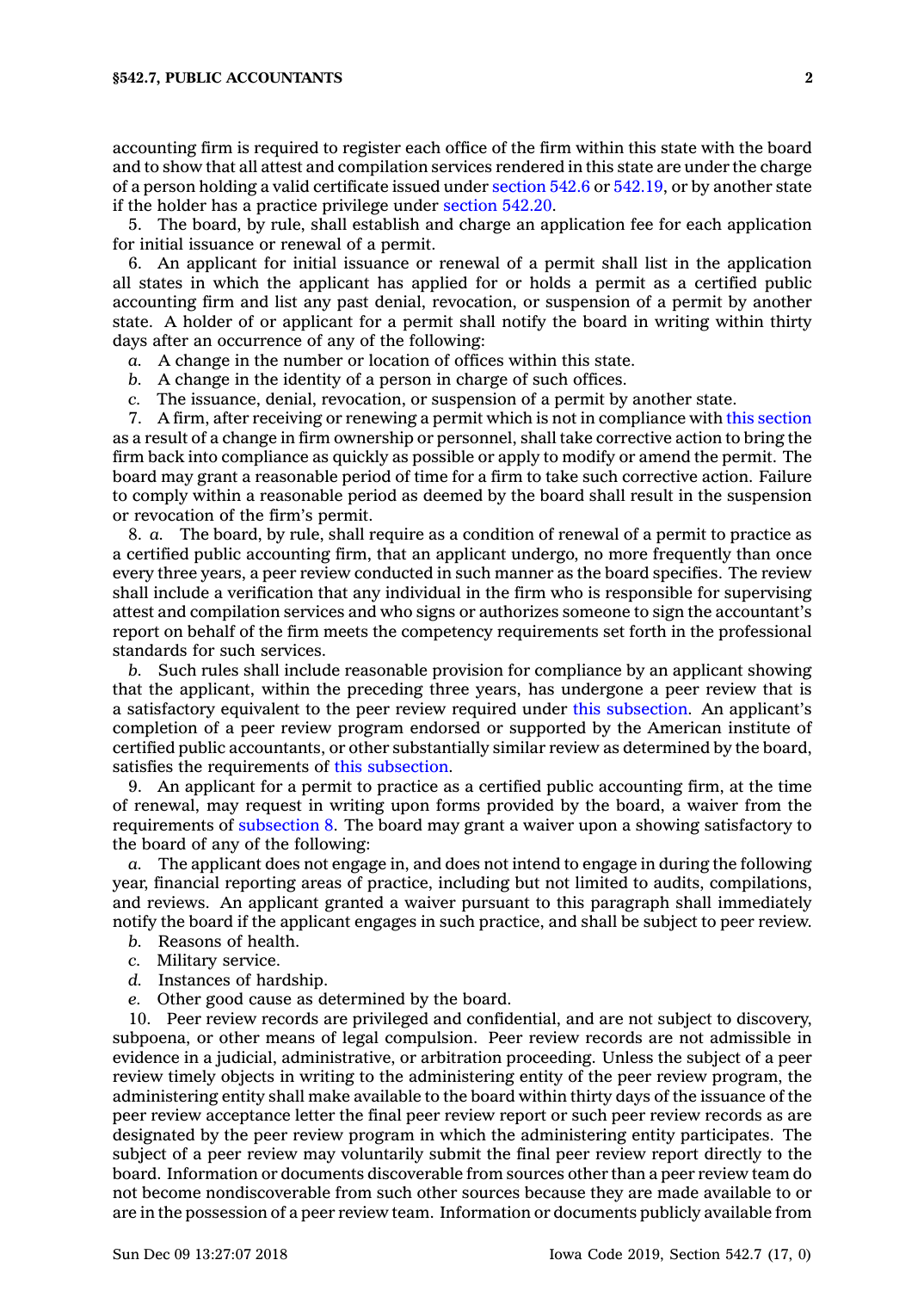accounting firm is required to register each office of the firm within this state with the board and to show that all attest and compilation services rendered in this state are under the charge of a person holding a valid certificate issued under section 542.6 or 542.19, or by another state if the holder has a practice privilege under section 542.20.

5. The board, by rule, shall establish and charge an application fee for each application for initial issuance or renewal of a permit.

6. An applicant for initial issuance or renewal of a permit shall list in the application all states in which the applicant has applied for or holds a permit as a certified public accounting firm and list any past denial, revocation, or suspension of a permit by another state. A holder of or applicant for a permit shall notify the board in writing within thirty days after an occurrence of any of the following:

*a.* A change in the number or location of offices within this state.

*b.* A change in the identity of a person in charge of such offices.

*c.* The issuance, denial, revocation, or suspension of a permit by another state.

7. A firm, after receiving or renewing a permit which is not in compliance with this section as a result of a change in firm ownership or personnel, shall take corrective action to bring the firm back into compliance as quickly as possible or apply to modify or amend the permit. The board may grant a reasonable period of time for a firm to take such corrective action. Failure to comply within a reasonable period as deemed by the board shall result in the suspension or revocation of the firm's permit.

8. *a.* The board, by rule, shall require as a condition of renewal of a permit to practice as a certified public accounting firm, that an applicant undergo, no more frequently than once every three years, a peer review conducted in such manner as the board specifies. The review shall include a verification that any individual in the firm who is responsible for supervising attest and compilation services and who signs or authorizes someone to sign the accountant's report on behalf of the firm meets the competency requirements set forth in the professional standards for such services.

*b.* Such rules shall include reasonable provision for compliance by an applicant showing that the applicant, within the preceding three years, has undergone a peer review that is a satisfactory equivalent to the peer review required under this subsection. An applicant's completion of a peer review program endorsed or supported by the American institute of certified public accountants, or other substantially similar review as determined by the board, satisfies the requirements of this subsection.

9. An applicant for a permit to practice as a certified public accounting firm, at the time of renewal, may request in writing upon forms provided by the board, a waiver from the requirements of subsection 8. The board may grant a waiver upon a showing satisfactory to the board of any of the following:

*a.* The applicant does not engage in, and does not intend to engage in during the following year, financial reporting areas of practice, including but not limited to audits, compilations, and reviews. An applicant granted a waiver pursuant to this paragraph shall immediately notify the board if the applicant engages in such practice, and shall be subject to peer review.

*b.* Reasons of health.

*c.* Military service.

*d.* Instances of hardship.

*e.* Other good cause as determined by the board.

10. Peer review records are privileged and confidential, and are not subject to discovery, subpoena, or other means of legal compulsion. Peer review records are not admissible in evidence in a judicial, administrative, or arbitration proceeding. Unless the subject of a peer review timely objects in writing to the administering entity of the peer review program, the administering entity shall make available to the board within thirty days of the issuance of the peer review acceptance letter the final peer review report or such peer review records as are designated by the peer review program in which the administering entity participates. The subject of a peer review may voluntarily submit the final peer review report directly to the board. Information or documents discoverable from sources other than a peer review team do not become nondiscoverable from such other sources because they are made available to or are in the possession of a peer review team. Information or documents publicly available from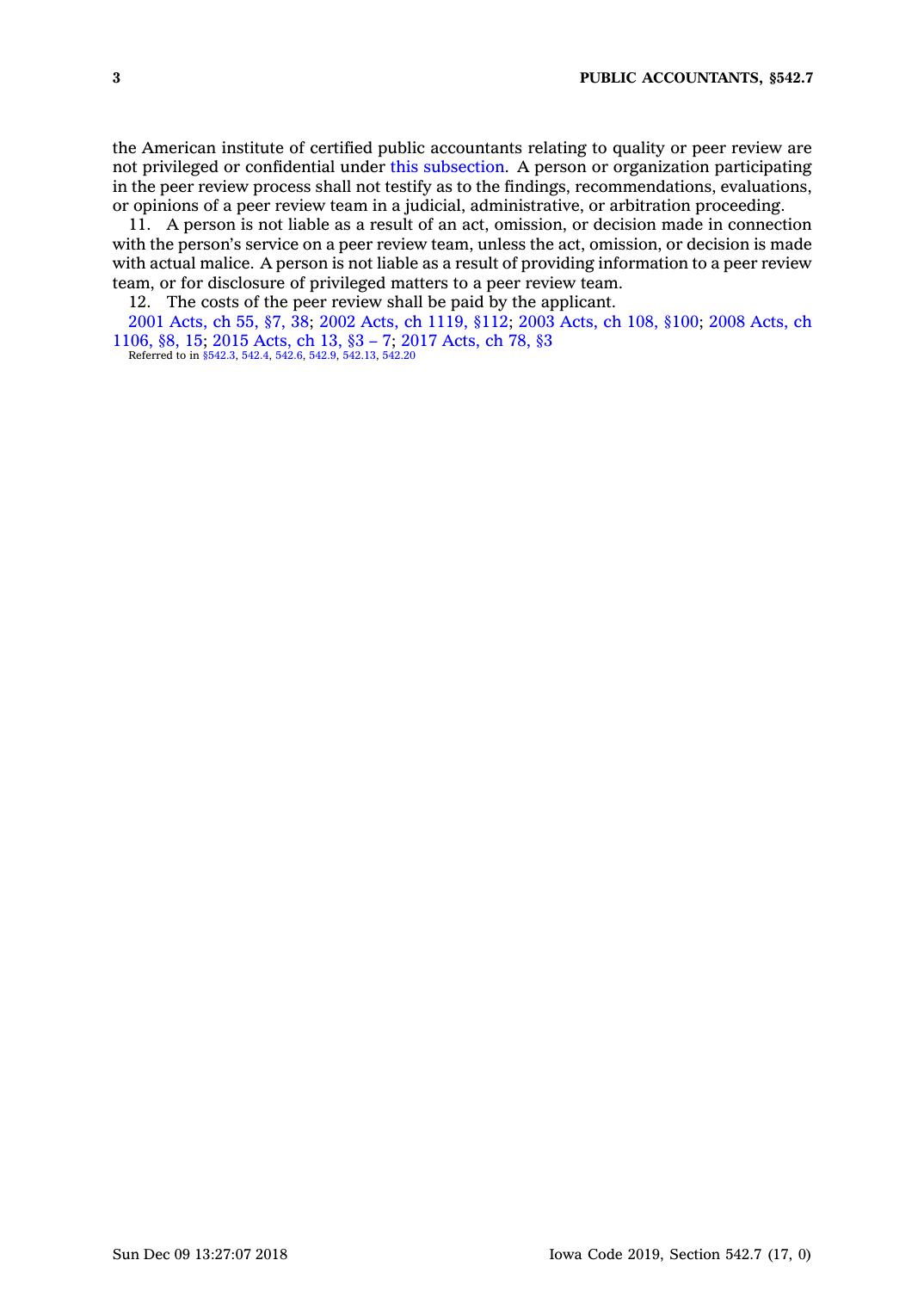the American institute of certified public accountants relating to quality or peer review are not privileged or confidential under this subsection. A person or organization participating in the peer review process shall not testify as to the findings, recommendations, evaluations, or opinions of a peer review team in a judicial, administrative, or arbitration proceeding.

11. A person is not liable as a result of an act, omission, or decision made in connection with the person's service on a peer review team, unless the act, omission, or decision is made with actual malice. A person is not liable as a result of providing information to a peer review team, or for disclosure of privileged matters to a peer review team.

12. The costs of the peer review shall be paid by the applicant.

2001 Acts, ch 55, §7, 38; 2002 Acts, ch 1119, §112; 2003 Acts, ch 108, §100; 2008 Acts, ch 1106, §8, 15; 2015 Acts, ch 13, §3 – 7; 2017 Acts, ch 78, §3

Referred to in §542.3, 542.4, 542.6, 542.9, 542.13, 542.20